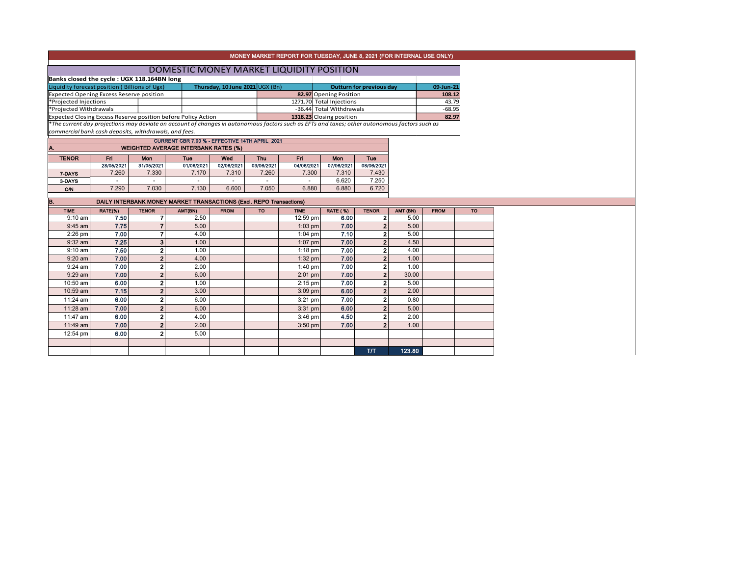# MONEY MARKET REPORT FOR TUESDAY, JUNE 8, 2021 (FOR INTERNAL USE ONLY)

## DOMESTIC MONEY MARKET LIQUIDITY POSITION

**Banks closed the cycle : UGX 118.164BN long**

| Liquidity forecast position ( Billions of Ugx) | Thursday, 10 June 2021 UGX (Bn) | Outturn for previous day | 09-Jun-21 |
|---|---|---|---|
| Expected Opening Excess Reserve position | **82.97** | Opening Position | **108.12** |
| *Projected Injections | 1271.70 | Total Injections | 43.79 |
| *Projected Withdrawals | -36.44 | Total Withdrawals | -68.95 |
| Expected Closing Excess Reserve position before Policy Action | **1318.23** | Closing position | **82.97** |

*The current day projections may deviate on account of changes in autonomous factors such as EFTs and taxes; other autonomous factors such as commercial bank cash deposits, withdrawals, and fees.

**CURRENT CBR 7.00 % - EFFECTIVE 14TH APRIL 2021**

### A. WEIGHTED AVERAGE INTERBANK RATES (%)

| TENOR | Fri | Mon | Tue | Wed | Thu | Fri | Mon | Tue |
|---|---|---|---|---|---|---|---|---|
| | 28/05/2021 | 31/05/2021 | 01/06/2021 | 02/06/2021 | 03/06/2021 | 04/06/2021 | 07/06/2021 | 08/06/2021 |
| 7-DAYS | 7.260 | 7.330 | 7.170 | 7.310 | 7.260 | 7.300 | 7.310 | 7.430 |
| 3-DAYS | - | - | - | - | - | - | 6.620 | 7.250 |
| O/N | 7.290 | 7.030 | 7.130 | 6.600 | 7.050 | 6.880 | 6.880 | 6.720 |

### B. DAILY INTERBANK MONEY MARKET TRANSACTIONS (Excl. REPO Transactions)

| TIME | RATE(%) | TENOR | AMT(BN) | FROM | TO | TIME | RATE (%) | TENOR | AMT (BN) | FROM | TO |
|---|---|---|---|---|---|---|---|---|---|---|---|
| 9:10 am | 7.50 | 7 | 2.50 | | | 12:59 pm | 6.00 | 2 | 5.00 | | |
| 9:45 am | 7.75 | 7 | 5.00 | | | 1:03 pm | 7.00 | 2 | 5.00 | | |
| 2:26 pm | 7.00 | 7 | 4.00 | | | 1:04 pm | 7.10 | 2 | 5.00 | | |
| 9:32 am | 7.25 | 3 | 1.00 | | | 1:07 pm | 7.00 | 2 | 4.50 | | |
| 9:10 am | 7.50 | 2 | 1.00 | | | 1:18 pm | 7.00 | 2 | 4.00 | | |
| 9:20 am | 7.00 | 2 | 4.00 | | | 1:32 pm | 7.00 | 2 | 1.00 | | |
| 9:24 am | 7.00 | 2 | 2.00 | | | 1:40 pm | 7.00 | 2 | 1.00 | | |
| 9:29 am | 7.00 | 2 | 6.00 | | | 2:01 pm | 7.00 | 2 | 30.00 | | |
| 10:50 am | 6.00 | 2 | 1.00 | | | 2:15 pm | 7.00 | 2 | 5.00 | | |
| 10:59 am | 7.15 | 2 | 3.00 | | | 3:09 pm | 6.00 | 2 | 2.00 | | |
| 11:24 am | 6.00 | 2 | 6.00 | | | 3:21 pm | 7.00 | 2 | 0.80 | | |
| 11:28 am | 7.00 | 2 | 6.00 | | | 3:31 pm | 6.00 | 2 | 5.00 | | |
| 11:47 am | 6.00 | 2 | 4.00 | | | 3:46 pm | 4.50 | 2 | 2.00 | | |
| 11:49 am | 7.00 | 2 | 2.00 | | | 3:50 pm | 7.00 | 2 | 1.00 | | |
| 12:54 pm | 6.00 | 2 | 5.00 | | | | | | | | |
| | | | | | | | | | | | |
| | | | | | | | | T/T | 123.80 | | |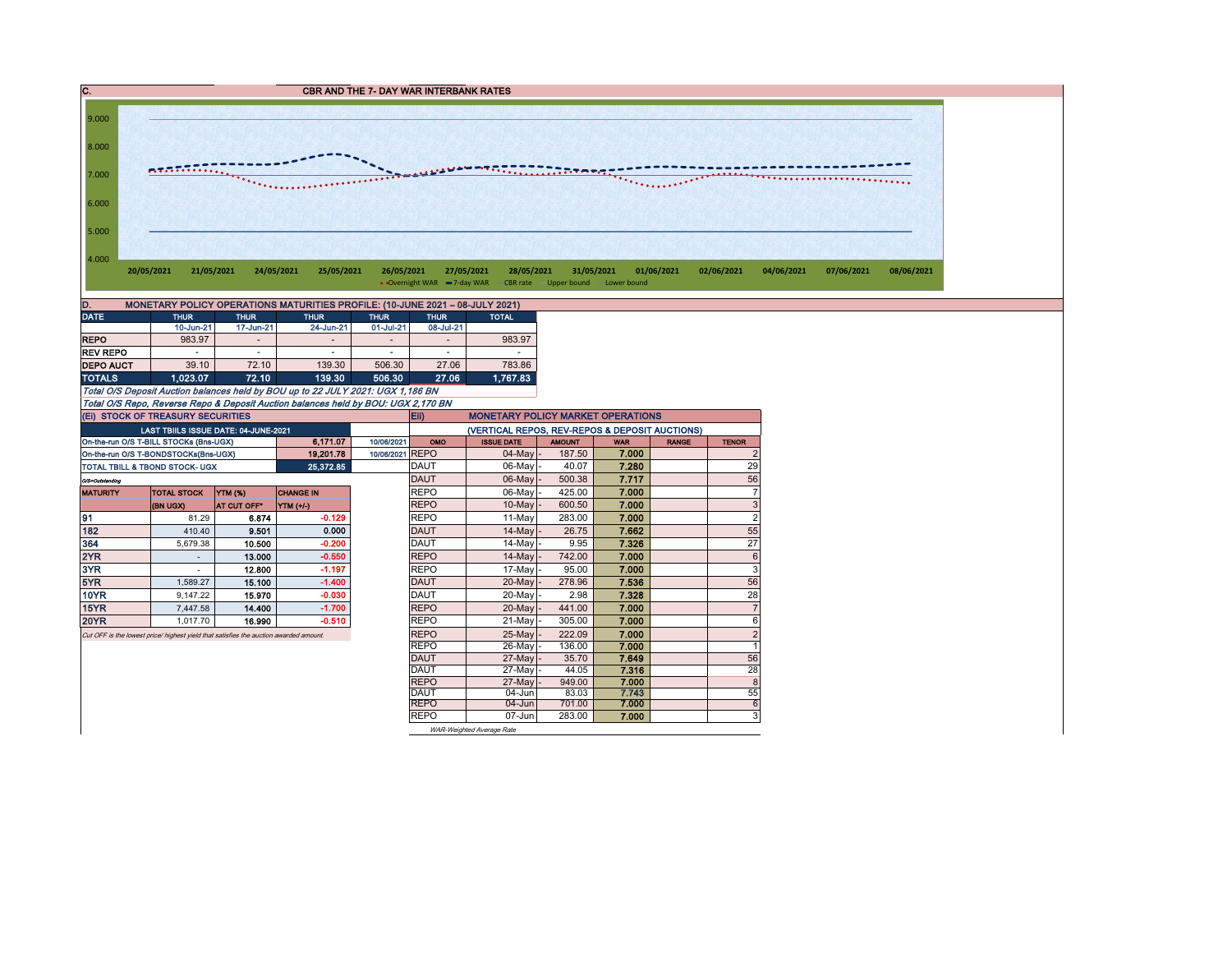## C. CBR AND THE 7- DAY WAR INTERBANK RATES

Chart axis values: 9.000, 8.000, 7.000, 6.000, 5.000, 4.000

Dates: 20/05/2021, 21/05/2021, 24/05/2021, 25/05/2021, 26/05/2021, 27/05/2021, 28/05/2021, 31/05/2021, 01/06/2021, 02/06/2021, 04/06/2021, 07/06/2021, 08/06/2021

Legend: Overnight WAR, 7-day WAR, CBR rate, Upper bound, Lower bound

## D. MONETARY POLICY OPERATIONS MATURITIES PROFILE: (10-JUNE 2021 – 08-JULY 2021)

| DATE | THUR | THUR | THUR | THUR | THUR | TOTAL |
|---|---|---|---|---|---|---|
| | 10-Jun-21 | 17-Jun-21 | 24-Jun-21 | 01-Jul-21 | 08-Jul-21 | |
| REPO | 983.97 | - | - | - | - | 983.97 |
| REV REPO | - | - | - | - | - | - |
| DEPO AUCT | 39.10 | 72.10 | 139.30 | 506.30 | 27.06 | 783.86 |
| TOTALS | 1,023.07 | 72.10 | 139.30 | 506.30 | 27.06 | 1,767.83 |

*Total O/S Deposit Auction balances held by BOU up to 22 JULY 2021: UGX 1,186 BN*

*Total O/S Repo, Reverse Repo & Deposit Auction balances held by BOU: UGX 2,170 BN*

## (EI) STOCK OF TREASURY SECURITIES

| LAST TBIILS ISSUE DATE: 04-JUNE-2021 | | |
|---|---|---|
| On-the-run O/S T-BILL STOCKs (Bns-UGX) | 6,171.07 | 10/06/2021 |
| On-the-run O/S T-BONDSTOCKs(Bns-UGX) | 19,201.78 | 10/06/2021 |
| TOTAL TBILL & TBOND STOCK- UGX | 25,372.85 | |

*O/S=Outstanding*

| MATURITY | TOTAL STOCK (BN UGX) | YTM (%) AT CUT OFF* | CHANGE IN YTM (+/-) |
|---|---|---|---|
| 91 | 81.29 | 6.874 | -0.129 |
| 182 | 410.40 | 9.501 | 0.000 |
| 364 | 5,679.38 | 10.500 | -0.200 |
| 2YR | - | 13.000 | -0.550 |
| 3YR | - | 12.800 | -1.197 |
| 5YR | 1,589.27 | 15.100 | -1.400 |
| 10YR | 9,147.22 | 15.970 | -0.030 |
| 15YR | 7,447.58 | 14.400 | -1.700 |
| 20YR | 1,017.70 | 16.990 | -0.510 |

*Cut OFF is the lowest price/ highest yield that satisfies the auction awarded amount.*

## EII) MONETARY POLICY MARKET OPERATIONS

(VERTICAL REPOS, REV-REPOS & DEPOSIT AUCTIONS)

| OMO | ISSUE DATE | AMOUNT | WAR | RANGE | TENOR |
|---|---|---|---|---|---|
| REPO | 04-May | 187.50 | 7.000 | | 2 |
| DAUT | 06-May | 40.07 | 7.280 | | 29 |
| DAUT | 06-May | 500.38 | 7.717 | | 56 |
| REPO | 06-May | 425.00 | 7.000 | | 7 |
| REPO | 10-May | 600.50 | 7.000 | | 3 |
| REPO | 11-May | 283.00 | 7.000 | | 2 |
| DAUT | 14-May | 26.75 | 7.662 | | 55 |
| DAUT | 14-May | 9.95 | 7.326 | | 27 |
| REPO | 14-May | 742.00 | 7.000 | | 6 |
| REPO | 17-May | 95.00 | 7.000 | | 3 |
| DAUT | 20-May | 278.96 | 7.536 | | 56 |
| DAUT | 20-May | 2.98 | 7.328 | | 28 |
| REPO | 20-May | 441.00 | 7.000 | | 7 |
| REPO | 21-May | 305.00 | 7.000 | | 6 |
| REPO | 25-May | 222.09 | 7.000 | | 2 |
| REPO | 26-May | 136.00 | 7.000 | | 1 |
| DAUT | 27-May | 35.70 | 7.649 | | 56 |
| DAUT | 27-May | 44.05 | 7.316 | | 28 |
| REPO | 27-May | 949.00 | 7.000 | | 8 |
| DAUT | 04-Jun | 83.03 | 7.743 | | 55 |
| REPO | 04-Jun | 701.00 | 7.000 | | 6 |
| REPO | 07-Jun | 283.00 | 7.000 | | 3 |

*WAR-Weighted Average Rate*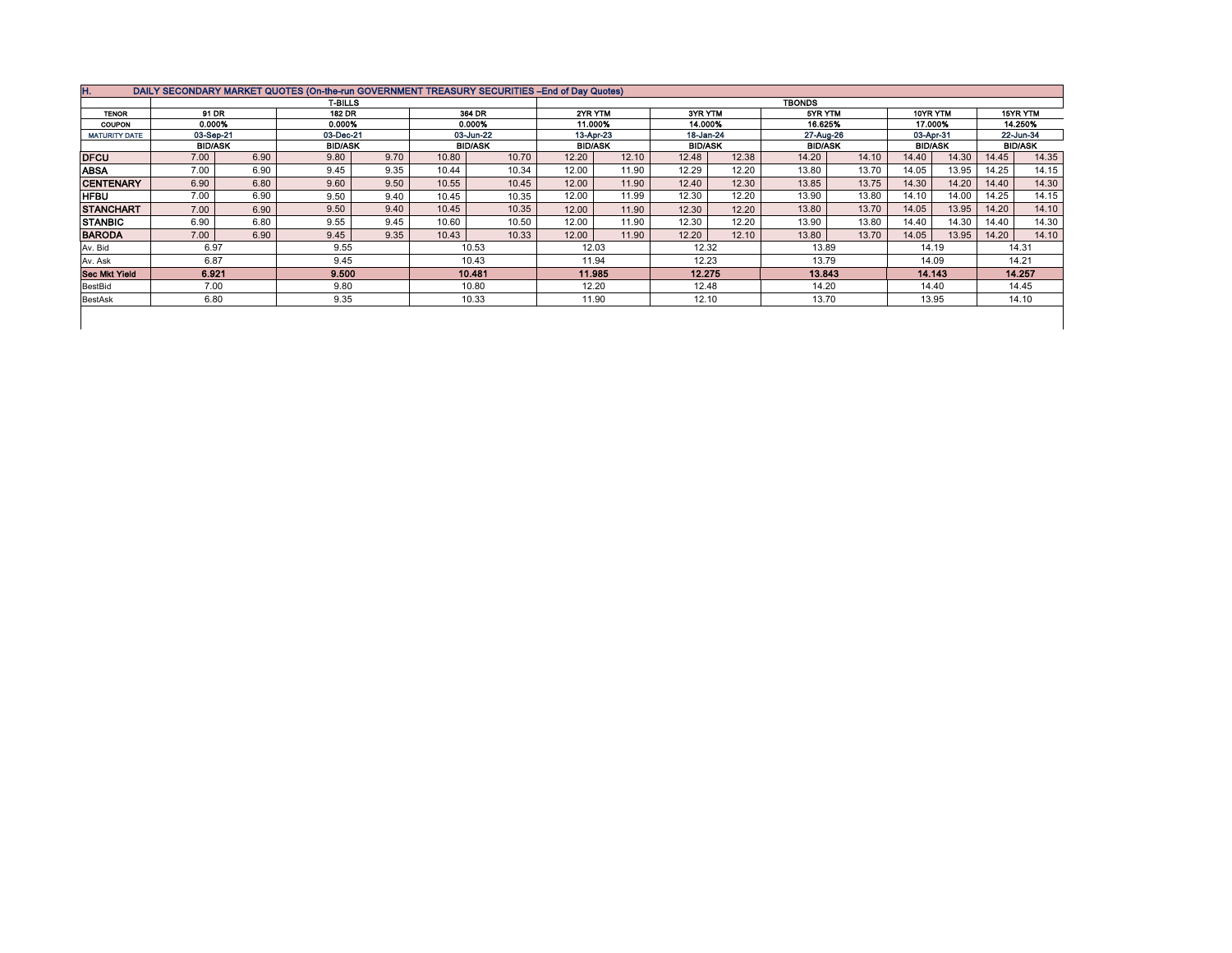| H. | DAILY SECONDARY MARKET QUOTES (On-the-run GOVERNMENT TREASURY SECURITIES –End of Day Quotes) | | | | | | | | | | | | | | | |
|---|---|---|---|---|---|---|---|---|---|---|---|---|---|---|---|---|
| | T-BILLS | | | | | | TBONDS | | | | | | | | | |
| TENOR | 91 DR | | 182 DR | | 364 DR | | 2YR YTM | | 3YR YTM | | 5YR YTM | | 10YR YTM | | 15YR YTM | |
| COUPON | 0.000% | | 0.000% | | 0.000% | | 11.000% | | 14.000% | | 16.625% | | 17.000% | | 14.250% | |
| MATURITY DATE | 03-Sep-21 | | 03-Dec-21 | | 03-Jun-22 | | 13-Apr-23 | | 18-Jan-24 | | 27-Aug-26 | | 03-Apr-31 | | 22-Jun-34 | |
| | BID/ASK | | BID/ASK | | BID/ASK | | BID/ASK | | BID/ASK | | BID/ASK | | BID/ASK | | BID/ASK | |
| **DFCU** | 7.00 | 6.90 | 9.80 | 9.70 | 10.80 | 10.70 | 12.20 | 12.10 | 12.48 | 12.38 | 14.20 | 14.10 | 14.40 | 14.30 | 14.45 | 14.35 |
| **ABSA** | 7.00 | 6.90 | 9.45 | 9.35 | 10.44 | 10.34 | 12.00 | 11.90 | 12.29 | 12.20 | 13.80 | 13.70 | 14.05 | 13.95 | 14.25 | 14.15 |
| **CENTENARY** | 6.90 | 6.80 | 9.60 | 9.50 | 10.55 | 10.45 | 12.00 | 11.90 | 12.40 | 12.30 | 13.85 | 13.75 | 14.30 | 14.20 | 14.40 | 14.30 |
| **HFBU** | 7.00 | 6.90 | 9.50 | 9.40 | 10.45 | 10.35 | 12.00 | 11.99 | 12.30 | 12.20 | 13.90 | 13.80 | 14.10 | 14.00 | 14.25 | 14.15 |
| **STANCHART** | 7.00 | 6.90 | 9.50 | 9.40 | 10.45 | 10.35 | 12.00 | 11.90 | 12.30 | 12.20 | 13.80 | 13.70 | 14.05 | 13.95 | 14.20 | 14.10 |
| **STANBIC** | 6.90 | 6.80 | 9.55 | 9.45 | 10.60 | 10.50 | 12.00 | 11.90 | 12.30 | 12.20 | 13.90 | 13.80 | 14.40 | 14.30 | 14.40 | 14.30 |
| **BARODA** | 7.00 | 6.90 | 9.45 | 9.35 | 10.43 | 10.33 | 12.00 | 11.90 | 12.20 | 12.10 | 13.80 | 13.70 | 14.05 | 13.95 | 14.20 | 14.10 |
| Av. Bid | 6.97 | | 9.55 | | 10.53 | | 12.03 | | 12.32 | | 13.89 | | 14.19 | | 14.31 | |
| Av. Ask | 6.87 | | 9.45 | | 10.43 | | 11.94 | | 12.23 | | 13.79 | | 14.09 | | 14.21 | |
| **Sec Mkt Yield** | **6.921** | | **9.500** | | **10.481** | | **11.985** | | **12.275** | | **13.843** | | **14.143** | | **14.257** | |
| BestBid | 7.00 | | 9.80 | | 10.80 | | 12.20 | | 12.48 | | 14.20 | | 14.40 | | 14.45 | |
| BestAsk | 6.80 | | 9.35 | | 10.33 | | 11.90 | | 12.10 | | 13.70 | | 13.95 | | 14.10 | |